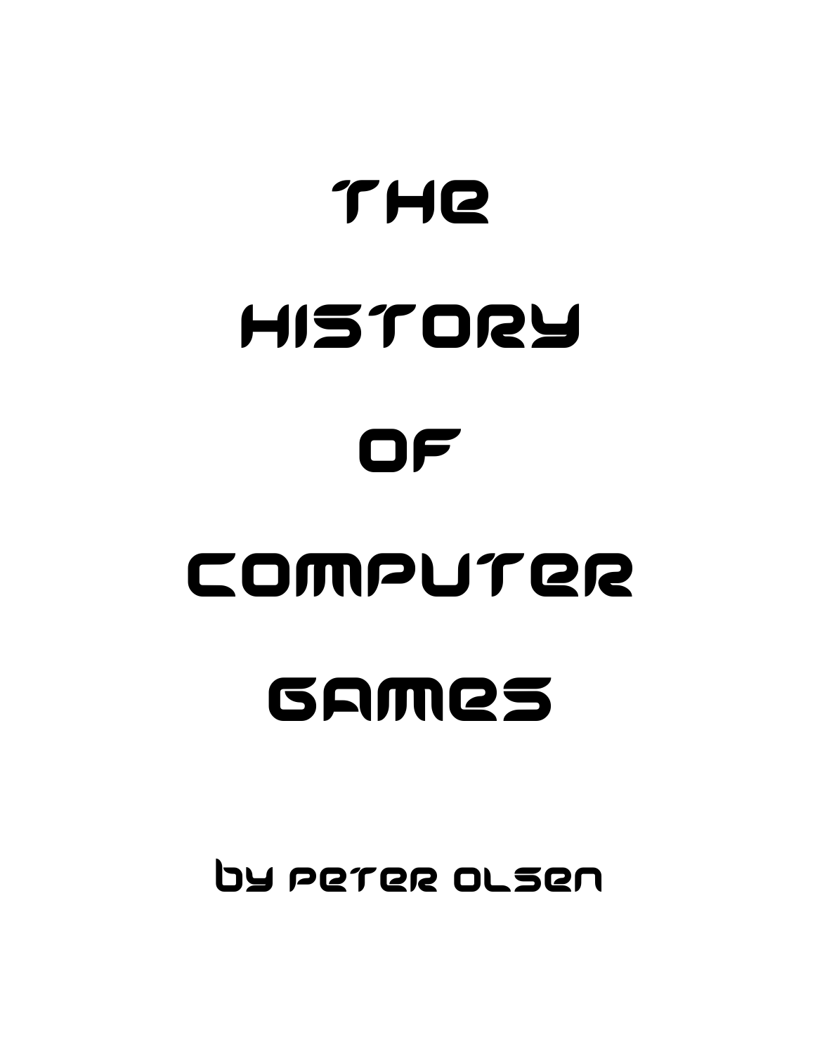# THE HISTORY OF COMPUTER GAMES

by Peter Olsen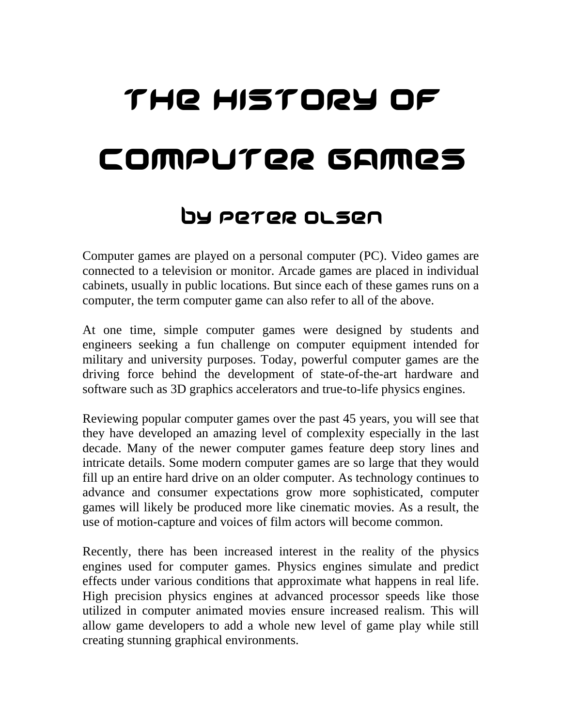# The History of Computer Games

## by Peter Olsen

Computer games are played on a personal computer (PC). Video games are connected to a television or monitor. Arcade games are placed in individual cabinets, usually in public locations. But since each of these games runs on a computer, the term computer game can also refer to all of the above.

At one time, simple computer games were designed by students and engineers seeking a fun challenge on computer equipment intended for military and university purposes. Today, powerful computer games are the driving force behind the development of state-of-the-art hardware and software such as 3D graphics accelerators and true-to-life physics engines.

Reviewing popular computer games over the past 45 years, you will see that they have developed an amazing level of complexity especially in the last decade. Many of the newer computer games feature deep story lines and intricate details. Some modern computer games are so large that they would fill up an entire hard drive on an older computer. As technology continues to advance and consumer expectations grow more sophisticated, computer games will likely be produced more like cinematic movies. As a result, the use of motion-capture and voices of film actors will become common.

Recently, there has been increased interest in the reality of the physics engines used for computer games. Physics engines simulate and predict effects under various conditions that approximate what happens in real life. High precision physics engines at advanced processor speeds like those utilized in computer animated movies ensure increased realism. This will allow game developers to add a whole new level of game play while still creating stunning graphical environments.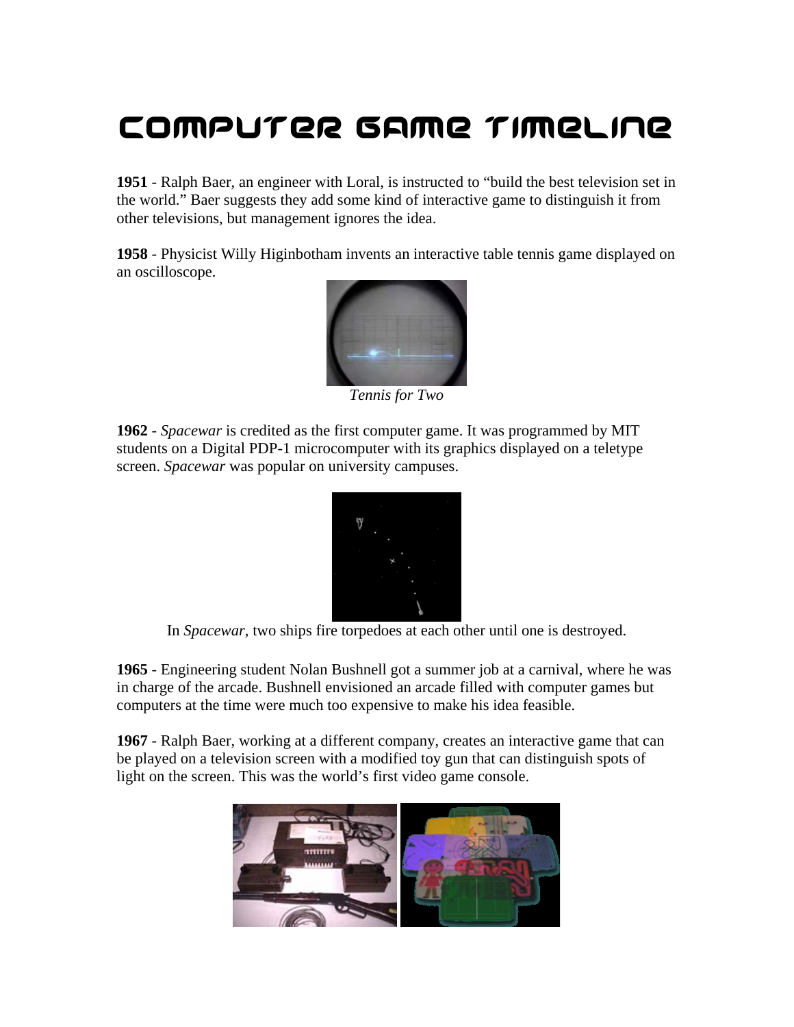# Computer Game Timeline

**1951** - Ralph Baer, an engineer with Loral, is instructed to "build the best television set in the world." Baer suggests they add some kind of interactive game to distinguish it from other televisions, but management ignores the idea.

**1958** - Physicist Willy Higinbotham invents an interactive table tennis game displayed on an oscilloscope.

*Tennis for Two*

**1962** - *Spacewar* is credited as the first computer game. It was programmed by MIT students on a Digital PDP-1 microcomputer with its graphics displayed on a teletype screen. *Spacewar* was popular on university campuses.

In *Spacewar*, two ships fire torpedoes at each other until one is destroyed.

**1965** - Engineering student Nolan Bushnell got a summer job at a carnival, where he was in charge of the arcade. Bushnell envisioned an arcade filled with computer games but computers at the time were much too expensive to make his idea feasible.

**1967** - Ralph Baer, working at a different company, creates an interactive game that can be played on a television screen with a modified toy gun that can distinguish spots of light on the screen. This was the world's first video game console.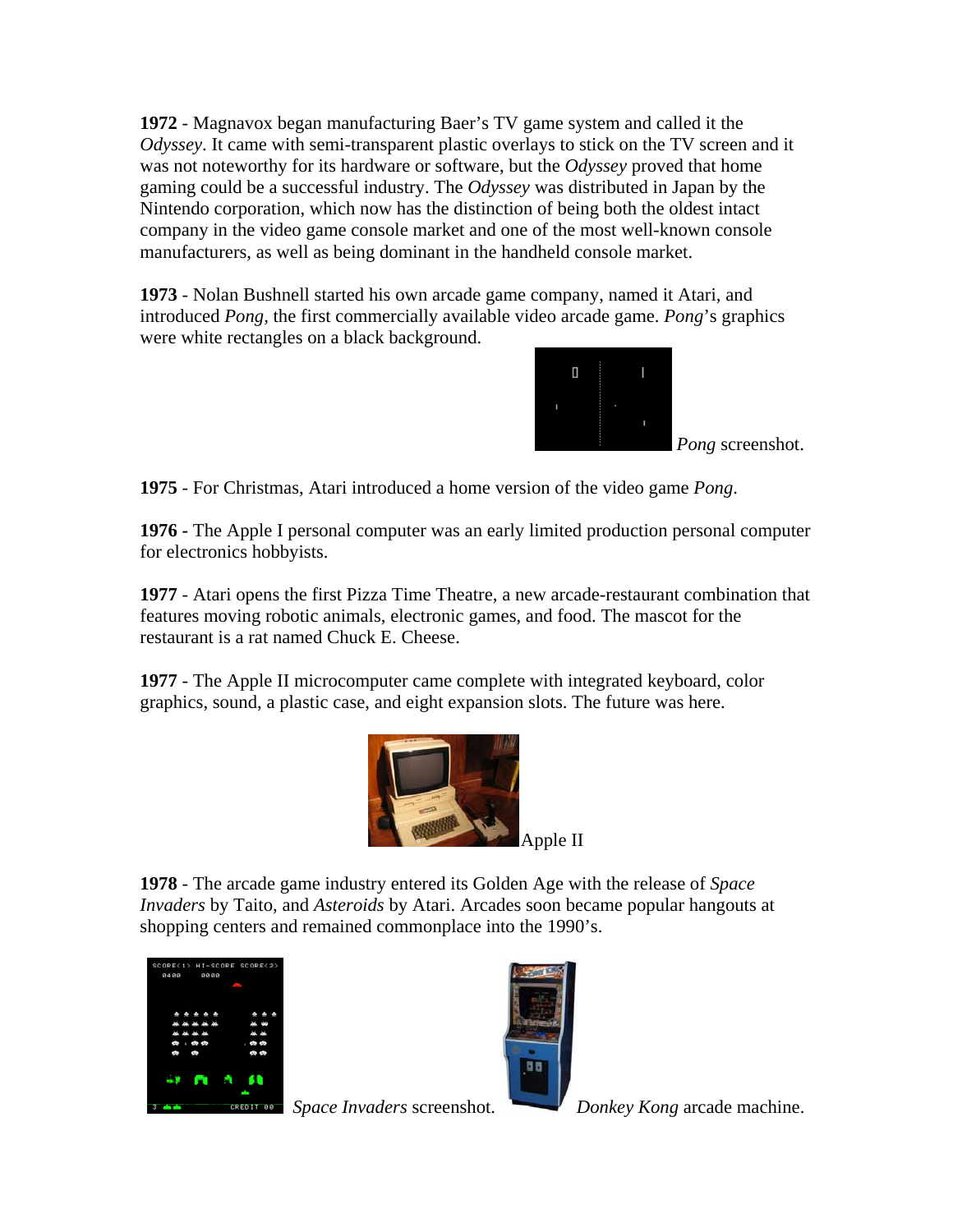**1972** - Magnavox began manufacturing Baer's TV game system and called it the *Odyssey*. It came with semi-transparent plastic overlays to stick on the TV screen and it was not noteworthy for its hardware or software, but the *Odyssey* proved that home gaming could be a successful industry. The *Odyssey* was distributed in Japan by the Nintendo corporation, which now has the distinction of being both the oldest intact company in the video game console market and one of the most well-known console manufacturers, as well as being dominant in the handheld console market.

**1973** - Nolan Bushnell started his own arcade game company, named it Atari, and introduced *Pong*, the first commercially available video arcade game. *Pong*'s graphics were white rectangles on a black background.

*Pong* screenshot.

**1975** - For Christmas, Atari introduced a home version of the video game *Pong*.

**1976** - The Apple I personal computer was an early limited production personal computer for electronics hobbyists.

**1977** - Atari opens the first Pizza Time Theatre, a new arcade-restaurant combination that features moving robotic animals, electronic games, and food. The mascot for the restaurant is a rat named Chuck E. Cheese.

**1977** - The Apple II microcomputer came complete with integrated keyboard, color graphics, sound, a plastic case, and eight expansion slots. The future was here.

Apple II

**1978** - The arcade game industry entered its Golden Age with the release of *Space Invaders* by Taito, and *Asteroids* by Atari. Arcades soon became popular hangouts at shopping centers and remained commonplace into the 1990's.

*Space Invaders* screenshot.

*Donkey Kong* arcade machine.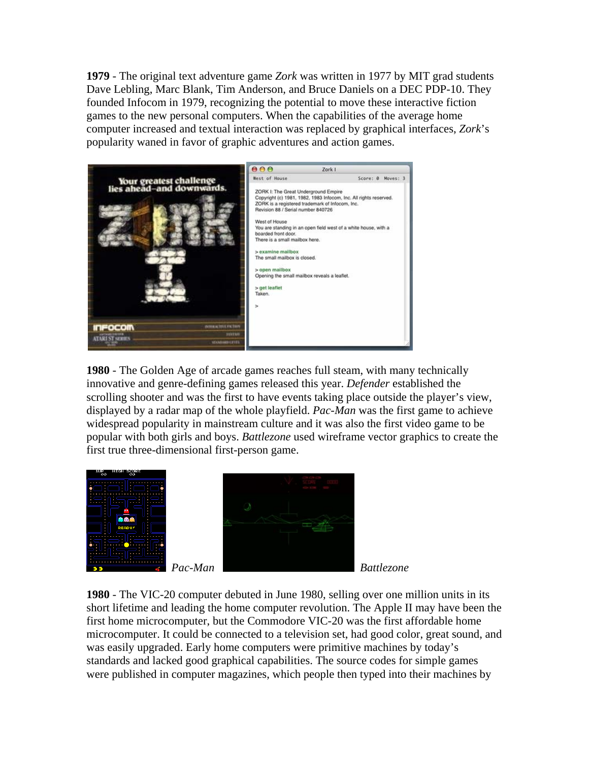**1979** - The original text adventure game *Zork* was written in 1977 by MIT grad students Dave Lebling, Marc Blank, Tim Anderson, and Bruce Daniels on a DEC PDP-10. They founded Infocom in 1979, recognizing the potential to move these interactive fiction games to the new personal computers. When the capabilities of the average home computer increased and textual interaction was replaced by graphical interfaces, *Zork*'s popularity waned in favor of graphic adventures and action games.

**1980** - The Golden Age of arcade games reaches full steam, with many technically innovative and genre-defining games released this year. *Defender* established the scrolling shooter and was the first to have events taking place outside the player's view, displayed by a radar map of the whole playfield. *Pac-Man* was the first game to achieve widespread popularity in mainstream culture and it was also the first video game to be popular with both girls and boys. *Battlezone* used wireframe vector graphics to create the first true three-dimensional first-person game.

*Pac-Man*

*Battlezone*

**1980** - The VIC-20 computer debuted in June 1980, selling over one million units in its short lifetime and leading the home computer revolution. The Apple II may have been the first home microcomputer, but the Commodore VIC-20 was the first affordable home microcomputer. It could be connected to a television set, had good color, great sound, and was easily upgraded. Early home computers were primitive machines by today's standards and lacked good graphical capabilities. The source codes for simple games were published in computer magazines, which people then typed into their machines by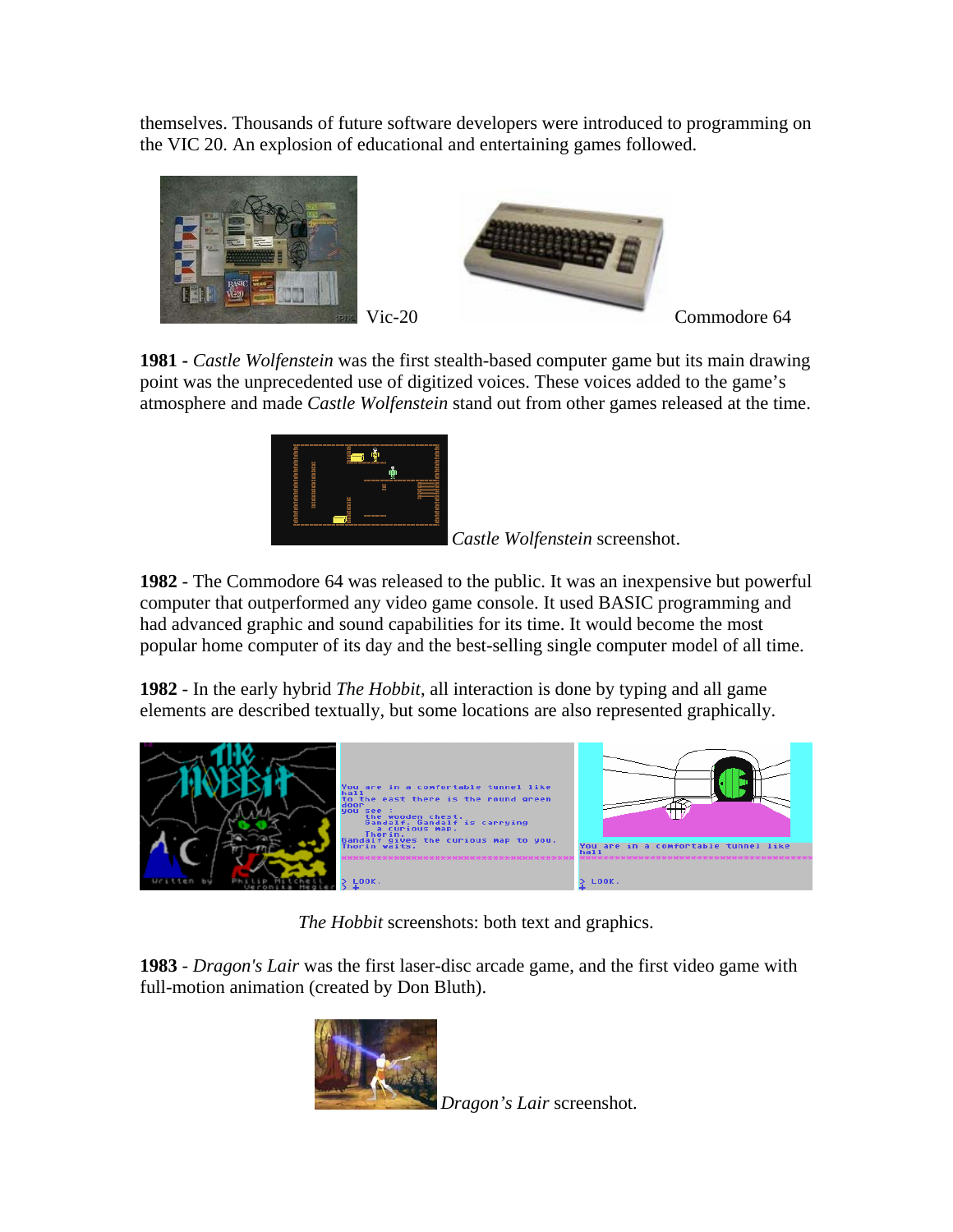themselves. Thousands of future software developers were introduced to programming on the VIC 20. An explosion of educational and entertaining games followed.

Vic-20 Commodore 64

**1981** - *Castle Wolfenstein* was the first stealth-based computer game but its main drawing point was the unprecedented use of digitized voices. These voices added to the game's atmosphere and made *Castle Wolfenstein* stand out from other games released at the time.

*Castle Wolfenstein* screenshot.

**1982** - The Commodore 64 was released to the public. It was an inexpensive but powerful computer that outperformed any video game console. It used BASIC programming and had advanced graphic and sound capabilities for its time. It would become the most popular home computer of its day and the best-selling single computer model of all time.

**1982** - In the early hybrid *The Hobbit*, all interaction is done by typing and all game elements are described textually, but some locations are also represented graphically.

*The Hobbit* screenshots: both text and graphics.

**1983** - *Dragon's Lair* was the first laser-disc arcade game, and the first video game with full-motion animation (created by Don Bluth).

*Dragon's Lair* screenshot.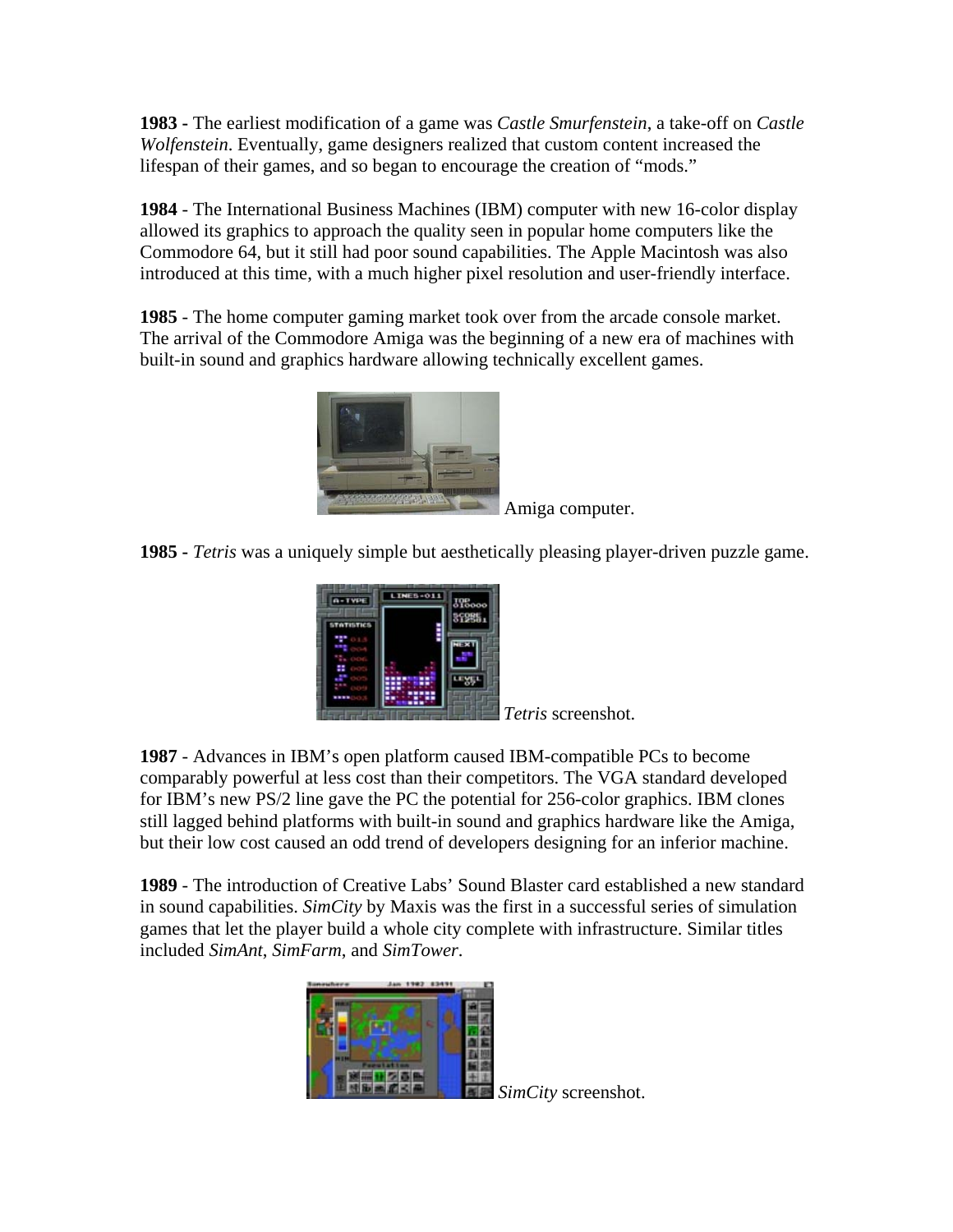**1983 -** The earliest modification of a game was *Castle Smurfenstein*, a take-off on *Castle Wolfenstein*. Eventually, game designers realized that custom content increased the lifespan of their games, and so began to encourage the creation of "mods."

**1984** - The International Business Machines (IBM) computer with new 16-color display allowed its graphics to approach the quality seen in popular home computers like the Commodore 64, but it still had poor sound capabilities. The Apple Macintosh was also introduced at this time, with a much higher pixel resolution and user-friendly interface.

**1985** - The home computer gaming market took over from the arcade console market. The arrival of the Commodore Amiga was the beginning of a new era of machines with built-in sound and graphics hardware allowing technically excellent games.

Amiga computer.

**1985 -** *Tetris* was a uniquely simple but aesthetically pleasing player-driven puzzle game.

*Tetris* screenshot.

**1987** - Advances in IBM's open platform caused IBM-compatible PCs to become comparably powerful at less cost than their competitors. The VGA standard developed for IBM's new PS/2 line gave the PC the potential for 256-color graphics. IBM clones still lagged behind platforms with built-in sound and graphics hardware like the Amiga, but their low cost caused an odd trend of developers designing for an inferior machine.

**1989** - The introduction of Creative Labs' Sound Blaster card established a new standard in sound capabilities. *SimCity* by Maxis was the first in a successful series of simulation games that let the player build a whole city complete with infrastructure. Similar titles included *SimAnt*, *SimFarm*, and *SimTower*.

*SimCity* screenshot.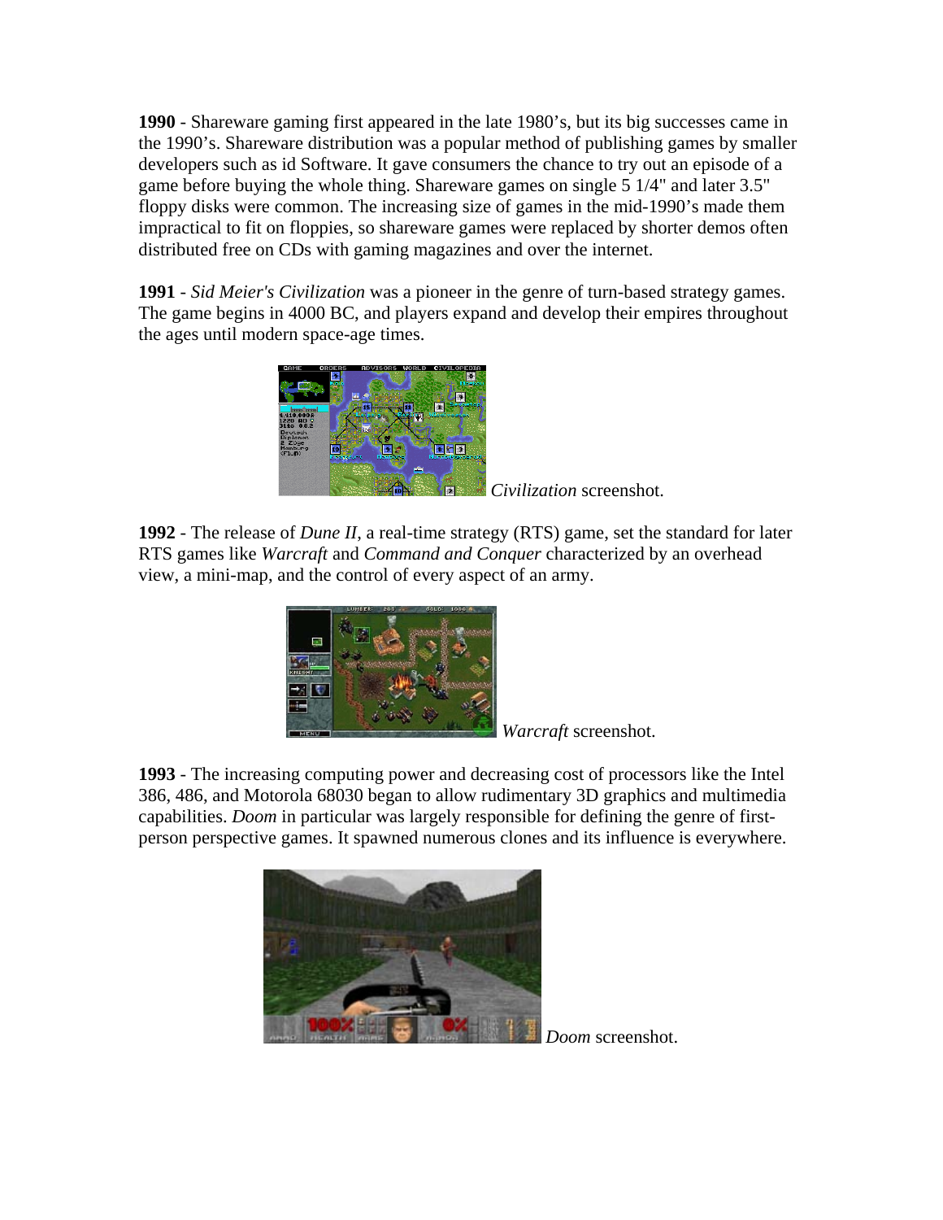**1990** - Shareware gaming first appeared in the late 1980's, but its big successes came in the 1990's. Shareware distribution was a popular method of publishing games by smaller developers such as id Software. It gave consumers the chance to try out an episode of a game before buying the whole thing. Shareware games on single 5 1/4" and later 3.5" floppy disks were common. The increasing size of games in the mid-1990's made them impractical to fit on floppies, so shareware games were replaced by shorter demos often distributed free on CDs with gaming magazines and over the internet.

**1991** - *Sid Meier's Civilization* was a pioneer in the genre of turn-based strategy games. The game begins in 4000 BC, and players expand and develop their empires throughout the ages until modern space-age times.

*Civilization* screenshot.

**1992** - The release of *Dune II*, a real-time strategy (RTS) game, set the standard for later RTS games like *Warcraft* and *Command and Conquer* characterized by an overhead view, a mini-map, and the control of every aspect of an army.

*Warcraft* screenshot.

**1993** - The increasing computing power and decreasing cost of processors like the Intel 386, 486, and Motorola 68030 began to allow rudimentary 3D graphics and multimedia capabilities. *Doom* in particular was largely responsible for defining the genre of first-person perspective games. It spawned numerous clones and its influence is everywhere.

*Doom* screenshot.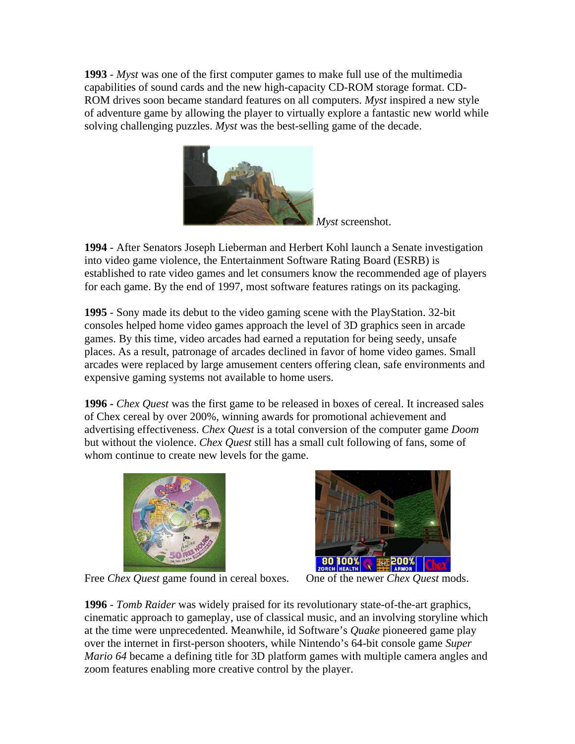**1993** - *Myst* was one of the first computer games to make full use of the multimedia capabilities of sound cards and the new high-capacity CD-ROM storage format. CD-ROM drives soon became standard features on all computers. *Myst* inspired a new style of adventure game by allowing the player to virtually explore a fantastic new world while solving challenging puzzles. *Myst* was the best-selling game of the decade.

*Myst* screenshot.

**1994** - After Senators Joseph Lieberman and Herbert Kohl launch a Senate investigation into video game violence, the Entertainment Software Rating Board (ESRB) is established to rate video games and let consumers know the recommended age of players for each game. By the end of 1997, most software features ratings on its packaging.

**1995** - Sony made its debut to the video gaming scene with the PlayStation. 32-bit consoles helped home video games approach the level of 3D graphics seen in arcade games. By this time, video arcades had earned a reputation for being seedy, unsafe places. As a result, patronage of arcades declined in favor of home video games. Small arcades were replaced by large amusement centers offering clean, safe environments and expensive gaming systems not available to home users.

**1996 -** *Chex Quest* was the first game to be released in boxes of cereal. It increased sales of Chex cereal by over 200%, winning awards for promotional achievement and advertising effectiveness. *Chex Quest* is a total conversion of the computer game *Doom* but without the violence. *Chex Quest* still has a small cult following of fans, some of whom continue to create new levels for the game.

Free *Chex Quest* game found in cereal boxes.

One of the newer *Chex Quest* mods.

**1996** - *Tomb Raider* was widely praised for its revolutionary state-of-the-art graphics, cinematic approach to gameplay, use of classical music, and an involving storyline which at the time were unprecedented. Meanwhile, id Software's *Quake* pioneered game play over the internet in first-person shooters, while Nintendo's 64-bit console game *Super Mario 64* became a defining title for 3D platform games with multiple camera angles and zoom features enabling more creative control by the player.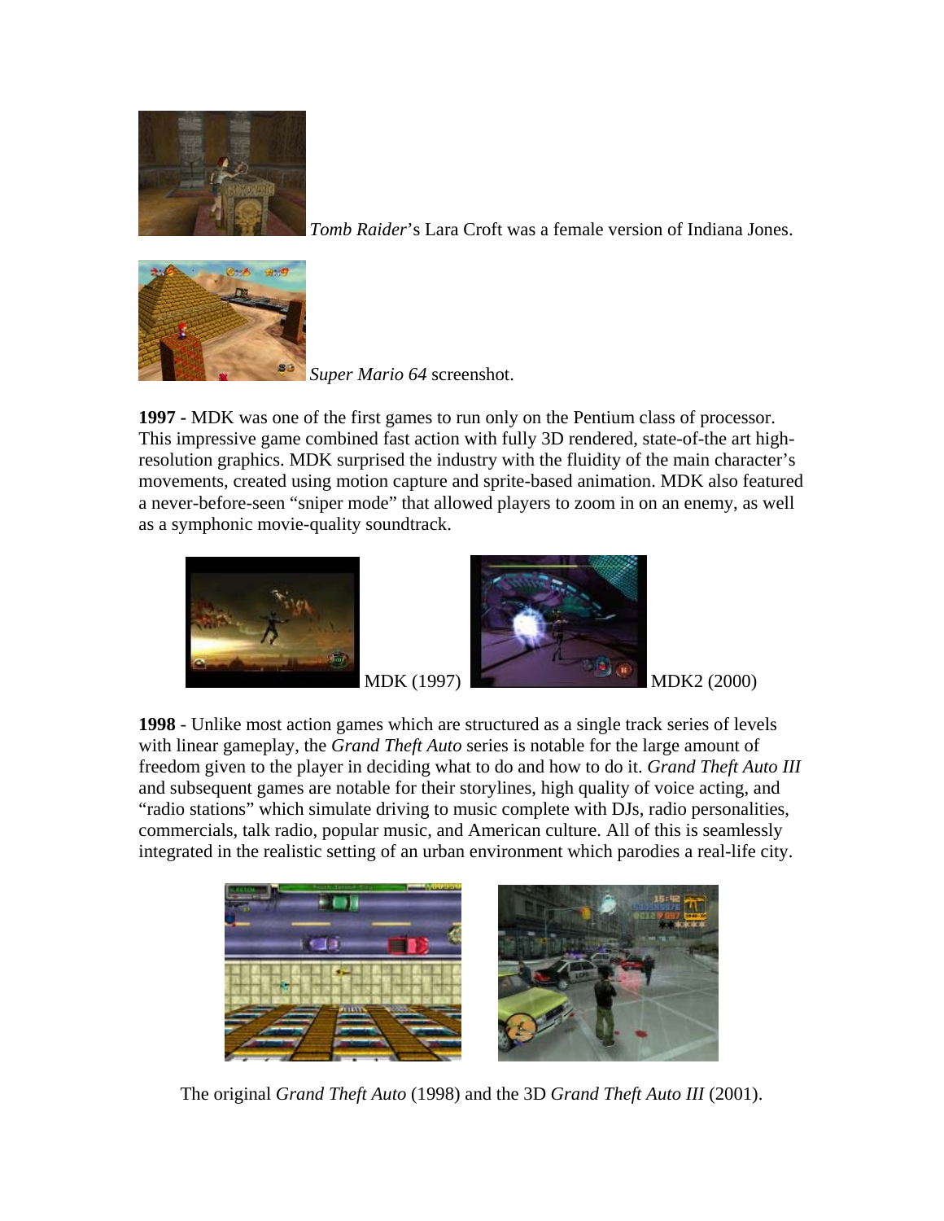*Tomb Raider*'s Lara Croft was a female version of Indiana Jones.

*Super Mario 64* screenshot.

**1997 -** MDK was one of the first games to run only on the Pentium class of processor. This impressive game combined fast action with fully 3D rendered, state-of-the art high-resolution graphics. MDK surprised the industry with the fluidity of the main character's movements, created using motion capture and sprite-based animation. MDK also featured a never-before-seen "sniper mode" that allowed players to zoom in on an enemy, as well as a symphonic movie-quality soundtrack.

MDK (1997) MDK2 (2000)

**1998** - Unlike most action games which are structured as a single track series of levels with linear gameplay, the *Grand Theft Auto* series is notable for the large amount of freedom given to the player in deciding what to do and how to do it. *Grand Theft Auto III* and subsequent games are notable for their storylines, high quality of voice acting, and "radio stations" which simulate driving to music complete with DJs, radio personalities, commercials, talk radio, popular music, and American culture. All of this is seamlessly integrated in the realistic setting of an urban environment which parodies a real-life city.

The original *Grand Theft Auto* (1998) and the 3D *Grand Theft Auto III* (2001).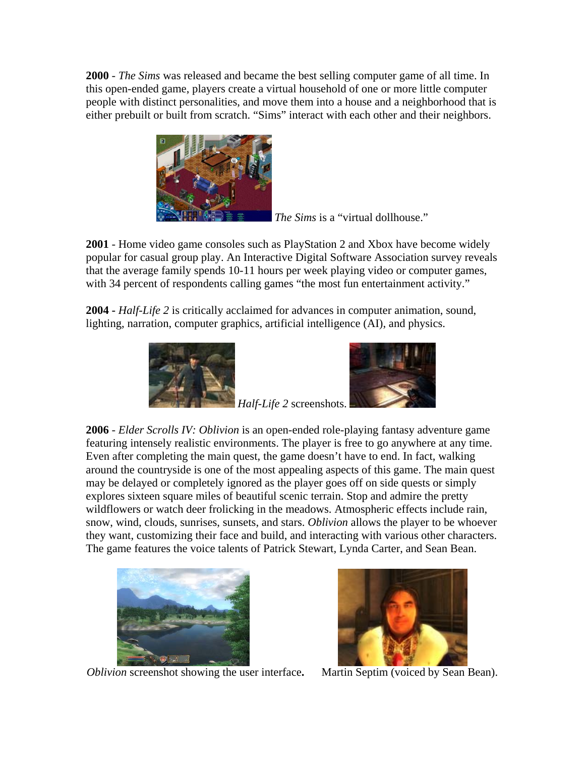**2000** - *The Sims* was released and became the best selling computer game of all time. In this open-ended game, players create a virtual household of one or more little computer people with distinct personalities, and move them into a house and a neighborhood that is either prebuilt or built from scratch. "Sims" interact with each other and their neighbors.

*The Sims* is a "virtual dollhouse."

**2001** - Home video game consoles such as PlayStation 2 and Xbox have become widely popular for casual group play. An Interactive Digital Software Association survey reveals that the average family spends 10-11 hours per week playing video or computer games, with 34 percent of respondents calling games "the most fun entertainment activity."

**2004** - *Half-Life 2* is critically acclaimed for advances in computer animation, sound, lighting, narration, computer graphics, artificial intelligence (AI), and physics.

*Half-Life 2* screenshots.

**2006** - *Elder Scrolls IV: Oblivion* is an open-ended role-playing fantasy adventure game featuring intensely realistic environments. The player is free to go anywhere at any time. Even after completing the main quest, the game doesn't have to end. In fact, walking around the countryside is one of the most appealing aspects of this game. The main quest may be delayed or completely ignored as the player goes off on side quests or simply explores sixteen square miles of beautiful scenic terrain. Stop and admire the pretty wildflowers or watch deer frolicking in the meadows. Atmospheric effects include rain, snow, wind, clouds, sunrises, sunsets, and stars. *Oblivion* allows the player to be whoever they want, customizing their face and build, and interacting with various other characters. The game features the voice talents of Patrick Stewart, Lynda Carter, and Sean Bean.

*Oblivion* screenshot showing the user interface**.**

Martin Septim (voiced by Sean Bean).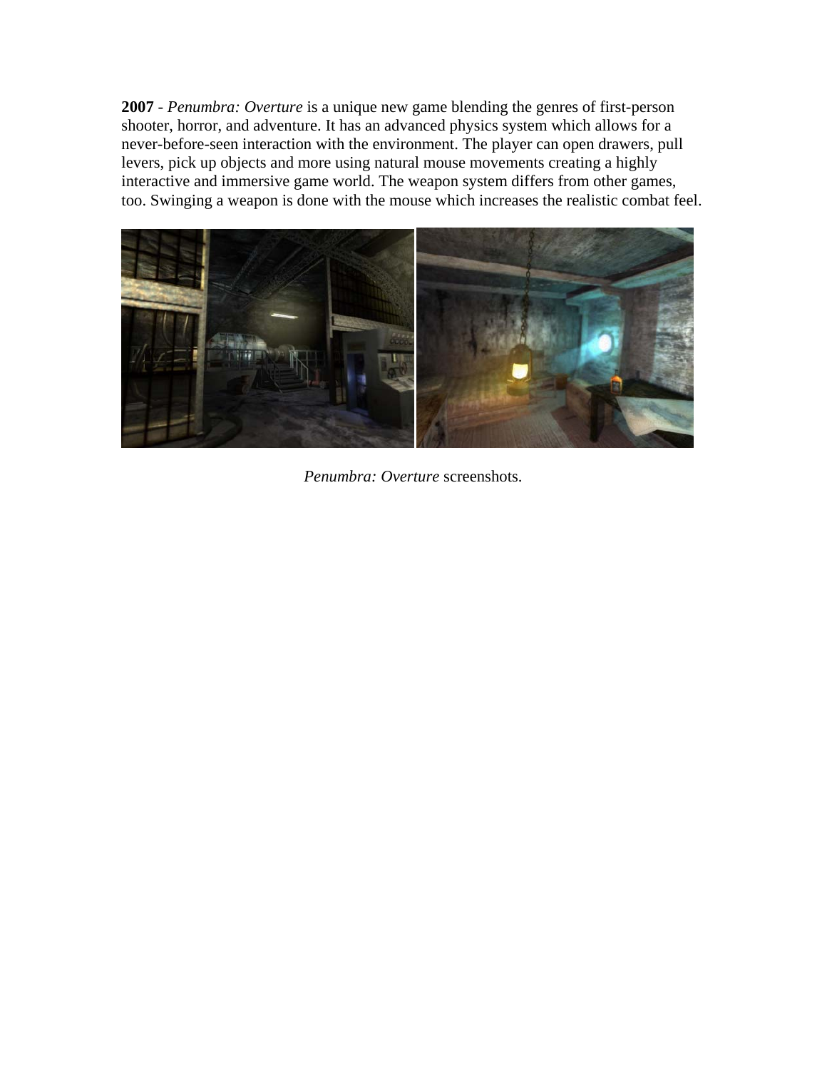**2007** - *Penumbra: Overture* is a unique new game blending the genres of first-person shooter, horror, and adventure. It has an advanced physics system which allows for a never-before-seen interaction with the environment. The player can open drawers, pull levers, pick up objects and more using natural mouse movements creating a highly interactive and immersive game world. The weapon system differs from other games, too. Swinging a weapon is done with the mouse which increases the realistic combat feel.

*Penumbra: Overture* screenshots.